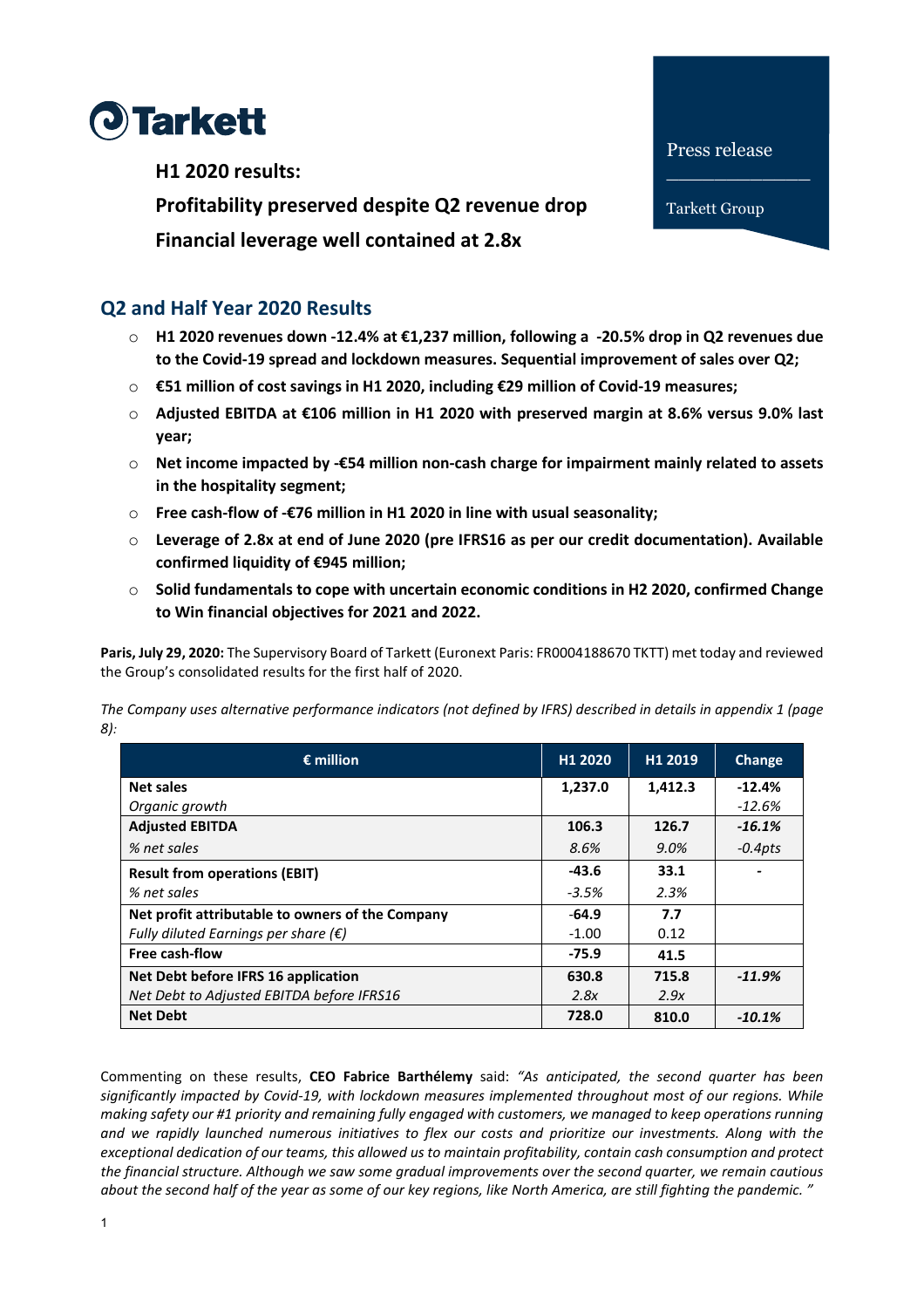# Tarkett

Press release

Tarkett Group

**H1 2020 results:**

**Profitability preserved despite Q2 revenue drop**

**Financial leverage well contained at 2.8x**

## Q2 and Half Year 2020 Results

- **H1 2020 revenues down -12.4% at €1,237 million, following a -20.5% drop in Q2 revenues due to the Covid-19 spread and lockdown measures. Sequential improvement of sales over Q2;**
- **€51 million of cost savings in H1 2020, including €29 million of Covid-19 measures;**
- **Adjusted EBITDA at €106 million in H1 2020 with preserved margin at 8.6% versus 9.0% last year;**
- **Net income impacted by -€54 million non-cash charge for impairment mainly related to assets in the hospitality segment;**
- **Free cash-flow of -€76 million in H1 2020 in line with usual seasonality;**
- **Leverage of 2.8x at end of June 2020 (pre IFRS16 as per our credit documentation). Available confirmed liquidity of €945 million;**
- **Solid fundamentals to cope with uncertain economic conditions in H2 2020, confirmed Change to Win financial objectives for 2021 and 2022.**

**Paris, July 29, 2020:** The Supervisory Board of Tarkett (Euronext Paris: FR0004188670 TKTT) met today and reviewed the Group's consolidated results for the first half of 2020.

*The Company uses alternative performance indicators (not defined by IFRS) described in details in appendix 1 (page 8):*

| € million | H1 2020 | H1 2019 | Change |
|---|---|---|---|
| **Net sales** | **1,237.0** | **1,412.3** | **-12.4%** |
| *Organic growth* | | | *-12.6%* |
| **Adjusted EBITDA** | **106.3** | **126.7** | ***-16.1%*** |
| *% net sales* | *8.6%* | *9.0%* | *-0.4pts* |
| **Result from operations (EBIT)** | **-43.6** | **33.1** | **-** |
| *% net sales* | *-3.5%* | *2.3%* | |
| **Net profit attributable to owners of the Company** | **-64.9** | **7.7** | |
| *Fully diluted Earnings per share (€)* | -1.00 | 0.12 | |
| **Free cash-flow** | **-75.9** | **41.5** | |
| **Net Debt before IFRS 16 application** | **630.8** | **715.8** | ***-11.9%*** |
| *Net Debt to Adjusted EBITDA before IFRS16* | *2.8x* | *2.9x* | |
| **Net Debt** | **728.0** | **810.0** | ***-10.1%*** |

Commenting on these results, **CEO Fabrice Barthélemy** said: *"As anticipated, the second quarter has been significantly impacted by Covid-19, with lockdown measures implemented throughout most of our regions. While making safety our #1 priority and remaining fully engaged with customers, we managed to keep operations running and we rapidly launched numerous initiatives to flex our costs and prioritize our investments. Along with the exceptional dedication of our teams, this allowed us to maintain profitability, contain cash consumption and protect the financial structure. Although we saw some gradual improvements over the second quarter, we remain cautious about the second half of the year as some of our key regions, like North America, are still fighting the pandemic. "*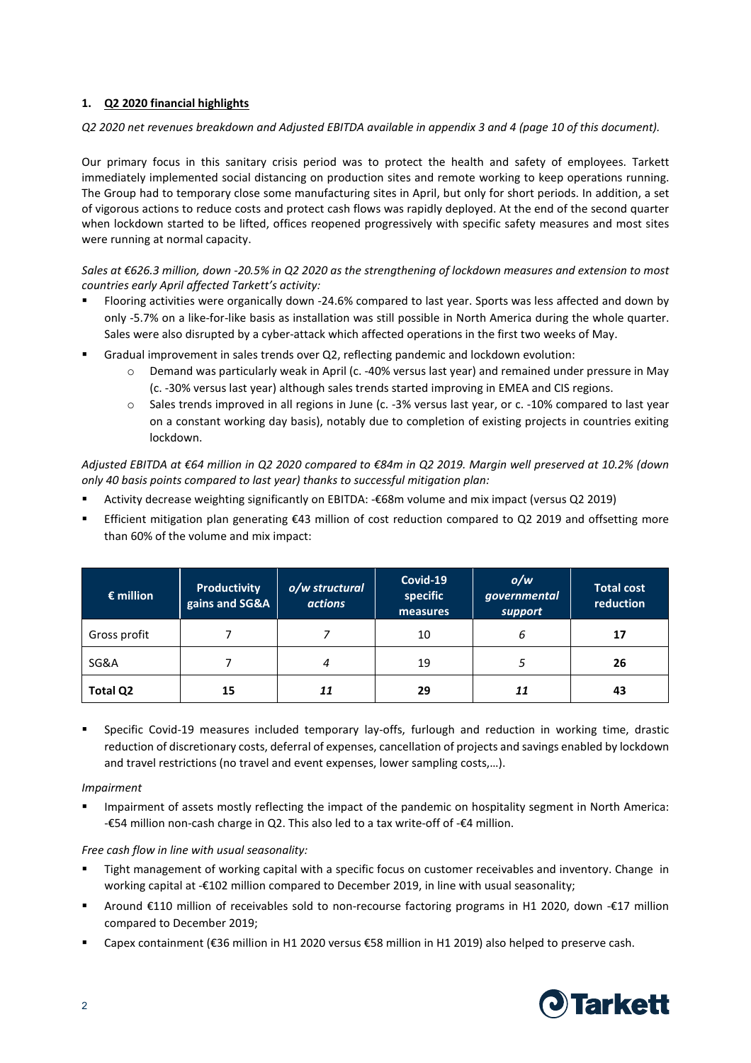## 1. Q2 2020 financial highlights

*Q2 2020 net revenues breakdown and Adjusted EBITDA available in appendix 3 and 4 (page 10 of this document).*

Our primary focus in this sanitary crisis period was to protect the health and safety of employees. Tarkett immediately implemented social distancing on production sites and remote working to keep operations running. The Group had to temporary close some manufacturing sites in April, but only for short periods. In addition, a set of vigorous actions to reduce costs and protect cash flows was rapidly deployed. At the end of the second quarter when lockdown started to be lifted, offices reopened progressively with specific safety measures and most sites were running at normal capacity.

*Sales at €626.3 million, down -20.5% in Q2 2020 as the strengthening of lockdown measures and extension to most countries early April affected Tarkett's activity:*

- Flooring activities were organically down -24.6% compared to last year. Sports was less affected and down by only -5.7% on a like-for-like basis as installation was still possible in North America during the whole quarter. Sales were also disrupted by a cyber-attack which affected operations in the first two weeks of May.
- Gradual improvement in sales trends over Q2, reflecting pandemic and lockdown evolution:
  - Demand was particularly weak in April (c. -40% versus last year) and remained under pressure in May (c. -30% versus last year) although sales trends started improving in EMEA and CIS regions.
  - Sales trends improved in all regions in June (c. -3% versus last year, or c. -10% compared to last year on a constant working day basis), notably due to completion of existing projects in countries exiting lockdown.

*Adjusted EBITDA at €64 million in Q2 2020 compared to €84m in Q2 2019. Margin well preserved at 10.2% (down only 40 basis points compared to last year) thanks to successful mitigation plan:*

- Activity decrease weighting significantly on EBITDA: -€68m volume and mix impact (versus Q2 2019)
- Efficient mitigation plan generating €43 million of cost reduction compared to Q2 2019 and offsetting more than 60% of the volume and mix impact:

| € million | Productivity gains and SG&A | *o/w structural actions* | Covid-19 specific measures | *o/w governmental support* | Total cost reduction |
|---|---|---|---|---|---|
| Gross profit | 7 | *7* | 10 | *6* | **17** |
| SG&A | 7 | *4* | 19 | *5* | **26** |
| **Total Q2** | **15** | ***11*** | **29** | ***11*** | **43** |

- Specific Covid-19 measures included temporary lay-offs, furlough and reduction in working time, drastic reduction of discretionary costs, deferral of expenses, cancellation of projects and savings enabled by lockdown and travel restrictions (no travel and event expenses, lower sampling costs,…).

*Impairment*

- Impairment of assets mostly reflecting the impact of the pandemic on hospitality segment in North America: -€54 million non-cash charge in Q2. This also led to a tax write-off of -€4 million.

*Free cash flow in line with usual seasonality:*

- Tight management of working capital with a specific focus on customer receivables and inventory. Change in working capital at -€102 million compared to December 2019, in line with usual seasonality;
- Around €110 million of receivables sold to non-recourse factoring programs in H1 2020, down -€17 million compared to December 2019;
- Capex containment (€36 million in H1 2020 versus €58 million in H1 2019) also helped to preserve cash.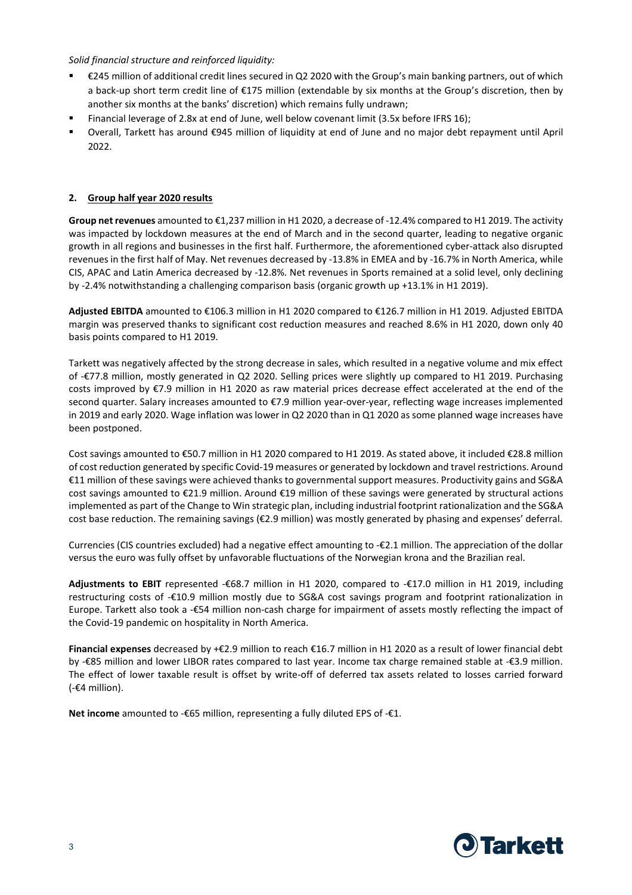*Solid financial structure and reinforced liquidity:*

- €245 million of additional credit lines secured in Q2 2020 with the Group's main banking partners, out of which a back-up short term credit line of €175 million (extendable by six months at the Group's discretion, then by another six months at the banks' discretion) which remains fully undrawn;
- Financial leverage of 2.8x at end of June, well below covenant limit (3.5x before IFRS 16);
- Overall, Tarkett has around €945 million of liquidity at end of June and no major debt repayment until April 2022.

## 2. Group half year 2020 results

**Group net revenues** amounted to €1,237 million in H1 2020, a decrease of -12.4% compared to H1 2019. The activity was impacted by lockdown measures at the end of March and in the second quarter, leading to negative organic growth in all regions and businesses in the first half. Furthermore, the aforementioned cyber-attack also disrupted revenues in the first half of May. Net revenues decreased by -13.8% in EMEA and by -16.7% in North America, while CIS, APAC and Latin America decreased by -12.8%. Net revenues in Sports remained at a solid level, only declining by -2.4% notwithstanding a challenging comparison basis (organic growth up +13.1% in H1 2019).

**Adjusted EBITDA** amounted to €106.3 million in H1 2020 compared to €126.7 million in H1 2019. Adjusted EBITDA margin was preserved thanks to significant cost reduction measures and reached 8.6% in H1 2020, down only 40 basis points compared to H1 2019.

Tarkett was negatively affected by the strong decrease in sales, which resulted in a negative volume and mix effect of -€77.8 million, mostly generated in Q2 2020. Selling prices were slightly up compared to H1 2019. Purchasing costs improved by €7.9 million in H1 2020 as raw material prices decrease effect accelerated at the end of the second quarter. Salary increases amounted to €7.9 million year-over-year, reflecting wage increases implemented in 2019 and early 2020. Wage inflation was lower in Q2 2020 than in Q1 2020 as some planned wage increases have been postponed.

Cost savings amounted to €50.7 million in H1 2020 compared to H1 2019. As stated above, it included €28.8 million of cost reduction generated by specific Covid-19 measures or generated by lockdown and travel restrictions. Around €11 million of these savings were achieved thanks to governmental support measures. Productivity gains and SG&A cost savings amounted to €21.9 million. Around €19 million of these savings were generated by structural actions implemented as part of the Change to Win strategic plan, including industrial footprint rationalization and the SG&A cost base reduction. The remaining savings (€2.9 million) was mostly generated by phasing and expenses' deferral.

Currencies (CIS countries excluded) had a negative effect amounting to -€2.1 million. The appreciation of the dollar versus the euro was fully offset by unfavorable fluctuations of the Norwegian krona and the Brazilian real.

**Adjustments to EBIT** represented -€68.7 million in H1 2020, compared to -€17.0 million in H1 2019, including restructuring costs of -€10.9 million mostly due to SG&A cost savings program and footprint rationalization in Europe. Tarkett also took a -€54 million non-cash charge for impairment of assets mostly reflecting the impact of the Covid-19 pandemic on hospitality in North America.

**Financial expenses** decreased by +€2.9 million to reach €16.7 million in H1 2020 as a result of lower financial debt by -€85 million and lower LIBOR rates compared to last year. Income tax charge remained stable at -€3.9 million. The effect of lower taxable result is offset by write-off of deferred tax assets related to losses carried forward (-€4 million).

**Net income** amounted to -€65 million, representing a fully diluted EPS of -€1.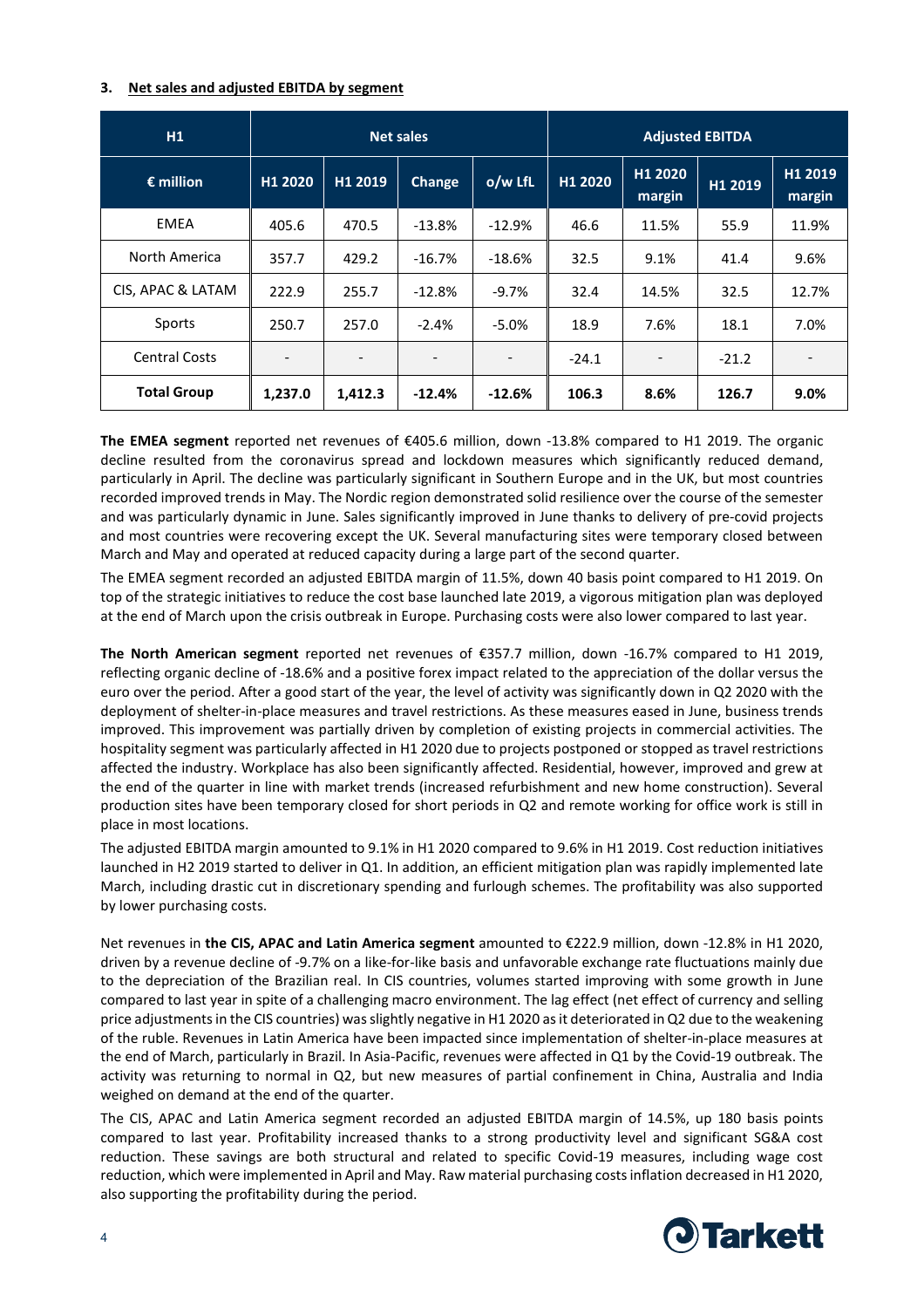### 3. Net sales and adjusted EBITDA by segment

| H1 | Net sales | | | | Adjusted EBITDA | | | |
|---|---|---|---|---|---|---|---|---|
| € million | H1 2020 | H1 2019 | Change | o/w LfL | H1 2020 | H1 2020 margin | H1 2019 | H1 2019 margin |
| EMEA | 405.6 | 470.5 | -13.8% | -12.9% | 46.6 | 11.5% | 55.9 | 11.9% |
| North America | 357.7 | 429.2 | -16.7% | -18.6% | 32.5 | 9.1% | 41.4 | 9.6% |
| CIS, APAC & LATAM | 222.9 | 255.7 | -12.8% | -9.7% | 32.4 | 14.5% | 32.5 | 12.7% |
| Sports | 250.7 | 257.0 | -2.4% | -5.0% | 18.9 | 7.6% | 18.1 | 7.0% |
| Central Costs | - | - | - | - | -24.1 | - | -21.2 | - |
| **Total Group** | **1,237.0** | **1,412.3** | **-12.4%** | **-12.6%** | **106.3** | **8.6%** | **126.7** | **9.0%** |

**The EMEA segment** reported net revenues of €405.6 million, down -13.8% compared to H1 2019. The organic decline resulted from the coronavirus spread and lockdown measures which significantly reduced demand, particularly in April. The decline was particularly significant in Southern Europe and in the UK, but most countries recorded improved trends in May. The Nordic region demonstrated solid resilience over the course of the semester and was particularly dynamic in June. Sales significantly improved in June thanks to delivery of pre-covid projects and most countries were recovering except the UK. Several manufacturing sites were temporary closed between March and May and operated at reduced capacity during a large part of the second quarter.

The EMEA segment recorded an adjusted EBITDA margin of 11.5%, down 40 basis point compared to H1 2019. On top of the strategic initiatives to reduce the cost base launched late 2019, a vigorous mitigation plan was deployed at the end of March upon the crisis outbreak in Europe. Purchasing costs were also lower compared to last year.

**The North American segment** reported net revenues of €357.7 million, down -16.7% compared to H1 2019, reflecting organic decline of -18.6% and a positive forex impact related to the appreciation of the dollar versus the euro over the period. After a good start of the year, the level of activity was significantly down in Q2 2020 with the deployment of shelter-in-place measures and travel restrictions. As these measures eased in June, business trends improved. This improvement was partially driven by completion of existing projects in commercial activities. The hospitality segment was particularly affected in H1 2020 due to projects postponed or stopped as travel restrictions affected the industry. Workplace has also been significantly affected. Residential, however, improved and grew at the end of the quarter in line with market trends (increased refurbishment and new home construction). Several production sites have been temporary closed for short periods in Q2 and remote working for office work is still in place in most locations.

The adjusted EBITDA margin amounted to 9.1% in H1 2020 compared to 9.6% in H1 2019. Cost reduction initiatives launched in H2 2019 started to deliver in Q1. In addition, an efficient mitigation plan was rapidly implemented late March, including drastic cut in discretionary spending and furlough schemes. The profitability was also supported by lower purchasing costs.

Net revenues in **the CIS, APAC and Latin America segment** amounted to €222.9 million, down -12.8% in H1 2020, driven by a revenue decline of -9.7% on a like-for-like basis and unfavorable exchange rate fluctuations mainly due to the depreciation of the Brazilian real. In CIS countries, volumes started improving with some growth in June compared to last year in spite of a challenging macro environment. The lag effect (net effect of currency and selling price adjustments in the CIS countries) was slightly negative in H1 2020 as it deteriorated in Q2 due to the weakening of the ruble. Revenues in Latin America have been impacted since implementation of shelter-in-place measures at the end of March, particularly in Brazil. In Asia-Pacific, revenues were affected in Q1 by the Covid-19 outbreak. The activity was returning to normal in Q2, but new measures of partial confinement in China, Australia and India weighed on demand at the end of the quarter.

The CIS, APAC and Latin America segment recorded an adjusted EBITDA margin of 14.5%, up 180 basis points compared to last year. Profitability increased thanks to a strong productivity level and significant SG&A cost reduction. These savings are both structural and related to specific Covid-19 measures, including wage cost reduction, which were implemented in April and May. Raw material purchasing costs inflation decreased in H1 2020, also supporting the profitability during the period.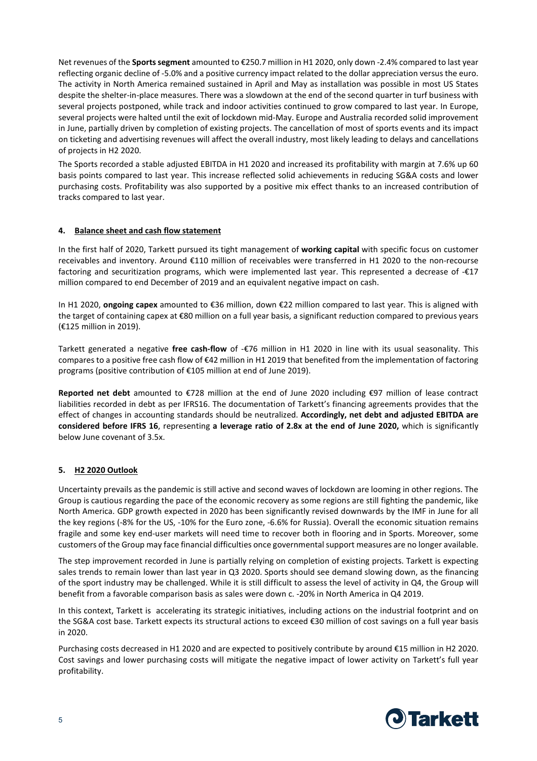Net revenues of the **Sports segment** amounted to €250.7 million in H1 2020, only down -2.4% compared to last year reflecting organic decline of -5.0% and a positive currency impact related to the dollar appreciation versus the euro. The activity in North America remained sustained in April and May as installation was possible in most US States despite the shelter-in-place measures. There was a slowdown at the end of the second quarter in turf business with several projects postponed, while track and indoor activities continued to grow compared to last year. In Europe, several projects were halted until the exit of lockdown mid-May. Europe and Australia recorded solid improvement in June, partially driven by completion of existing projects. The cancellation of most of sports events and its impact on ticketing and advertising revenues will affect the overall industry, most likely leading to delays and cancellations of projects in H2 2020.

The Sports recorded a stable adjusted EBITDA in H1 2020 and increased its profitability with margin at 7.6% up 60 basis points compared to last year. This increase reflected solid achievements in reducing SG&A costs and lower purchasing costs. Profitability was also supported by a positive mix effect thanks to an increased contribution of tracks compared to last year.

## 4. Balance sheet and cash flow statement

In the first half of 2020, Tarkett pursued its tight management of **working capital** with specific focus on customer receivables and inventory. Around €110 million of receivables were transferred in H1 2020 to the non-recourse factoring and securitization programs, which were implemented last year. This represented a decrease of -€17 million compared to end December of 2019 and an equivalent negative impact on cash.

In H1 2020, **ongoing capex** amounted to €36 million, down €22 million compared to last year. This is aligned with the target of containing capex at €80 million on a full year basis, a significant reduction compared to previous years (€125 million in 2019).

Tarkett generated a negative **free cash-flow** of -€76 million in H1 2020 in line with its usual seasonality. This compares to a positive free cash flow of €42 million in H1 2019 that benefited from the implementation of factoring programs (positive contribution of €105 million at end of June 2019).

**Reported net debt** amounted to €728 million at the end of June 2020 including €97 million of lease contract liabilities recorded in debt as per IFRS16. The documentation of Tarkett's financing agreements provides that the effect of changes in accounting standards should be neutralized. **Accordingly, net debt and adjusted EBITDA are considered before IFRS 16**, representing **a leverage ratio of 2.8x at the end of June 2020,** which is significantly below June covenant of 3.5x.

## 5. H2 2020 Outlook

Uncertainty prevails as the pandemic is still active and second waves of lockdown are looming in other regions. The Group is cautious regarding the pace of the economic recovery as some regions are still fighting the pandemic, like North America. GDP growth expected in 2020 has been significantly revised downwards by the IMF in June for all the key regions (-8% for the US, -10% for the Euro zone, -6.6% for Russia). Overall the economic situation remains fragile and some key end-user markets will need time to recover both in flooring and in Sports. Moreover, some customers of the Group may face financial difficulties once governmental support measures are no longer available.

The step improvement recorded in June is partially relying on completion of existing projects. Tarkett is expecting sales trends to remain lower than last year in Q3 2020. Sports should see demand slowing down, as the financing of the sport industry may be challenged. While it is still difficult to assess the level of activity in Q4, the Group will benefit from a favorable comparison basis as sales were down c. -20% in North America in Q4 2019.

In this context, Tarkett is accelerating its strategic initiatives, including actions on the industrial footprint and on the SG&A cost base. Tarkett expects its structural actions to exceed €30 million of cost savings on a full year basis in 2020.

Purchasing costs decreased in H1 2020 and are expected to positively contribute by around €15 million in H2 2020. Cost savings and lower purchasing costs will mitigate the negative impact of lower activity on Tarkett's full year profitability.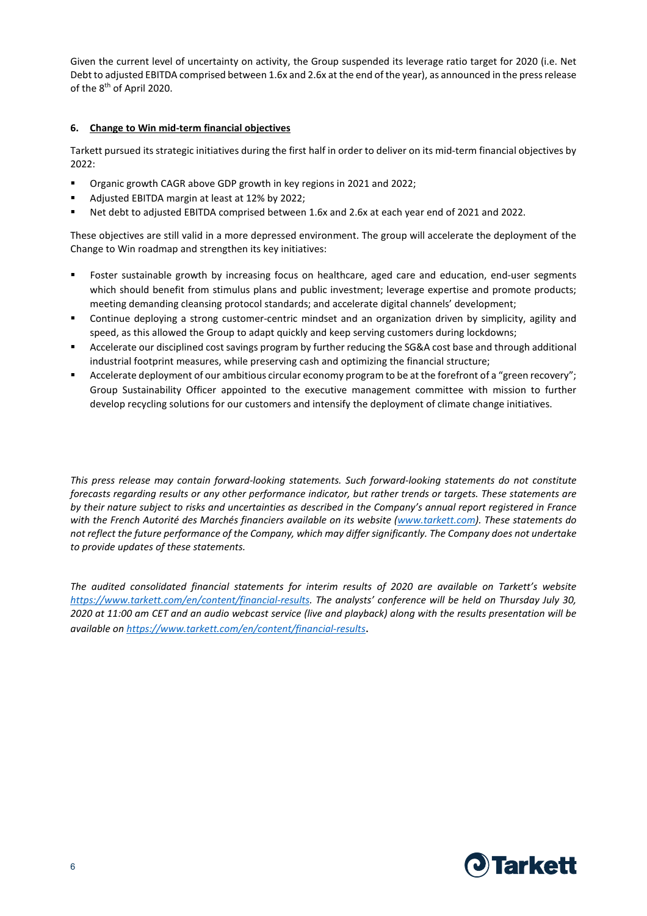Given the current level of uncertainty on activity, the Group suspended its leverage ratio target for 2020 (i.e. Net Debt to adjusted EBITDA comprised between 1.6x and 2.6x at the end of the year), as announced in the press release of the 8th of April 2020.

#### 6. Change to Win mid-term financial objectives

Tarkett pursued its strategic initiatives during the first half in order to deliver on its mid-term financial objectives by 2022:

- Organic growth CAGR above GDP growth in key regions in 2021 and 2022;
- Adjusted EBITDA margin at least at 12% by 2022;
- Net debt to adjusted EBITDA comprised between 1.6x and 2.6x at each year end of 2021 and 2022.

These objectives are still valid in a more depressed environment. The group will accelerate the deployment of the Change to Win roadmap and strengthen its key initiatives:

- Foster sustainable growth by increasing focus on healthcare, aged care and education, end-user segments which should benefit from stimulus plans and public investment; leverage expertise and promote products; meeting demanding cleansing protocol standards; and accelerate digital channels' development;
- Continue deploying a strong customer-centric mindset and an organization driven by simplicity, agility and speed, as this allowed the Group to adapt quickly and keep serving customers during lockdowns;
- Accelerate our disciplined cost savings program by further reducing the SG&A cost base and through additional industrial footprint measures, while preserving cash and optimizing the financial structure;
- Accelerate deployment of our ambitious circular economy program to be at the forefront of a "green recovery"; Group Sustainability Officer appointed to the executive management committee with mission to further develop recycling solutions for our customers and intensify the deployment of climate change initiatives.

*This press release may contain forward-looking statements. Such forward-looking statements do not constitute forecasts regarding results or any other performance indicator, but rather trends or targets. These statements are by their nature subject to risks and uncertainties as described in the Company's annual report registered in France with the French Autorité des Marchés financiers available on its website ([www.tarkett.com](http://www.tarkett.com)). These statements do not reflect the future performance of the Company, which may differ significantly. The Company does not undertake to provide updates of these statements.*

*The audited consolidated financial statements for interim results of 2020 are available on Tarkett's website [https://www.tarkett.com/en/content/financial-results](https://www.tarkett.com/en/content/financial-results). The analysts' conference will be held on Thursday July 30, 2020 at 11:00 am CET and an audio webcast service (live and playback) along with the results presentation will be available on [https://www.tarkett.com/en/content/financial-results](https://www.tarkett.com/en/content/financial-results).*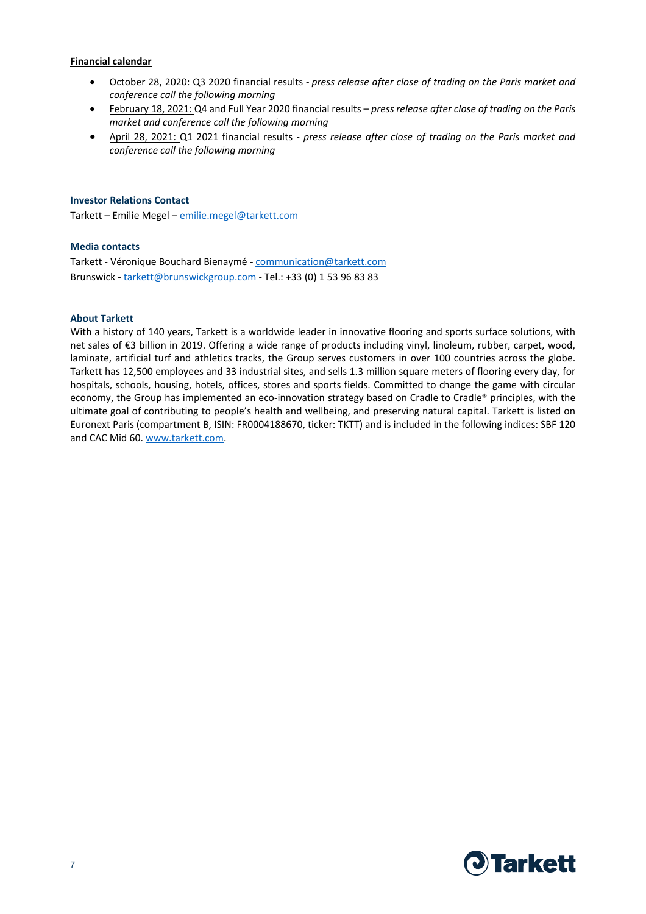**Financial calendar**

- October 28, 2020: Q3 2020 financial results - *press release after close of trading on the Paris market and conference call the following morning*
- February 18, 2021: Q4 and Full Year 2020 financial results – *press release after close of trading on the Paris market and conference call the following morning*
- April 28, 2021: Q1 2021 financial results - *press release after close of trading on the Paris market and conference call the following morning*

**Investor Relations Contact**

Tarkett – Emilie Megel – emilie.megel@tarkett.com

**Media contacts**

Tarkett - Véronique Bouchard Bienaymé - communication@tarkett.com
Brunswick - tarkett@brunswickgroup.com - Tel.: +33 (0) 1 53 96 83 83

**About Tarkett**

With a history of 140 years, Tarkett is a worldwide leader in innovative flooring and sports surface solutions, with net sales of €3 billion in 2019. Offering a wide range of products including vinyl, linoleum, rubber, carpet, wood, laminate, artificial turf and athletics tracks, the Group serves customers in over 100 countries across the globe. Tarkett has 12,500 employees and 33 industrial sites, and sells 1.3 million square meters of flooring every day, for hospitals, schools, housing, hotels, offices, stores and sports fields. Committed to change the game with circular economy, the Group has implemented an eco-innovation strategy based on Cradle to Cradle® principles, with the ultimate goal of contributing to people's health and wellbeing, and preserving natural capital. Tarkett is listed on Euronext Paris (compartment B, ISIN: FR0004188670, ticker: TKTT) and is included in the following indices: SBF 120 and CAC Mid 60. www.tarkett.com.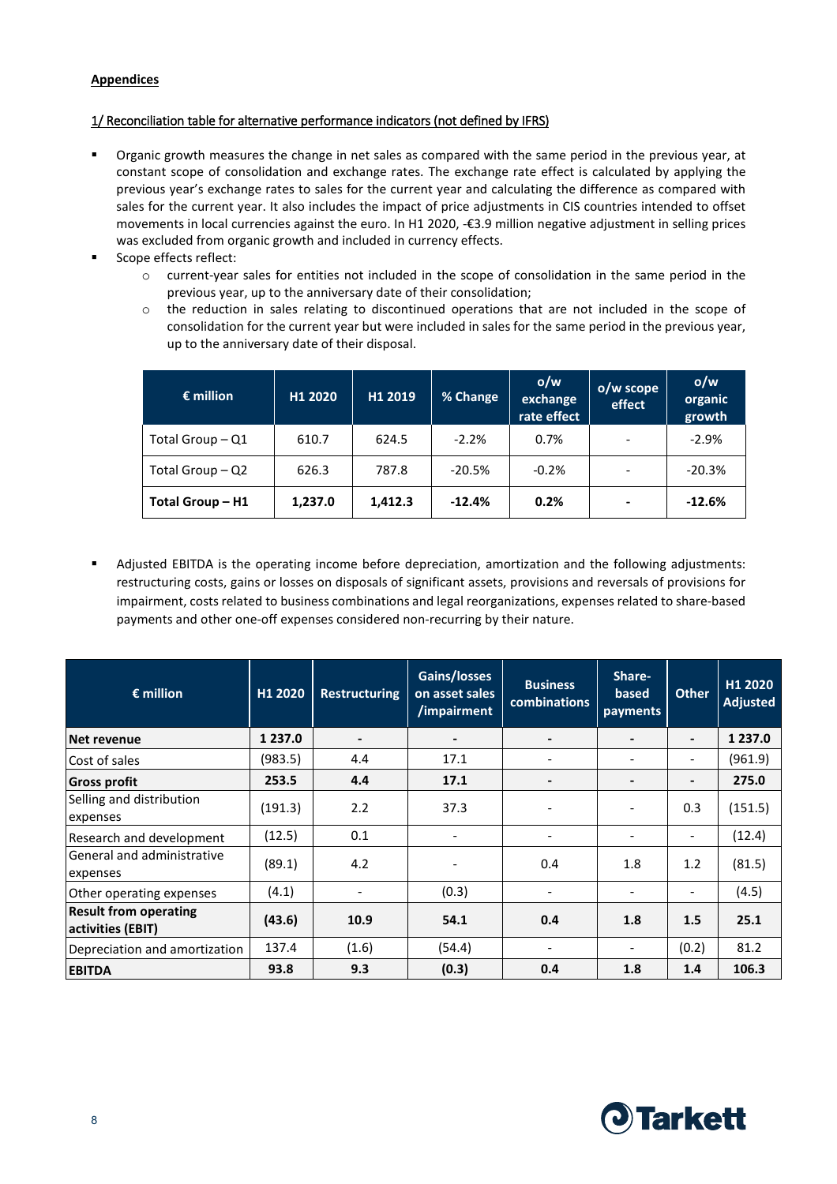**Appendices**

1/ Reconciliation table for alternative performance indicators (not defined by IFRS)

- Organic growth measures the change in net sales as compared with the same period in the previous year, at constant scope of consolidation and exchange rates. The exchange rate effect is calculated by applying the previous year's exchange rates to sales for the current year and calculating the difference as compared with sales for the current year. It also includes the impact of price adjustments in CIS countries intended to offset movements in local currencies against the euro. In H1 2020, -€3.9 million negative adjustment in selling prices was excluded from organic growth and included in currency effects.
- Scope effects reflect:
  - current-year sales for entities not included in the scope of consolidation in the same period in the previous year, up to the anniversary date of their consolidation;
  - the reduction in sales relating to discontinued operations that are not included in the scope of consolidation for the current year but were included in sales for the same period in the previous year, up to the anniversary date of their disposal.

| € million | H1 2020 | H1 2019 | % Change | o/w exchange rate effect | o/w scope effect | o/w organic growth |
|---|---|---|---|---|---|---|
| Total Group – Q1 | 610.7 | 624.5 | -2.2% | 0.7% | - | -2.9% |
| Total Group – Q2 | 626.3 | 787.8 | -20.5% | -0.2% | - | -20.3% |
| **Total Group – H1** | **1,237.0** | **1,412.3** | **-12.4%** | **0.2%** | **-** | **-12.6%** |

- Adjusted EBITDA is the operating income before depreciation, amortization and the following adjustments: restructuring costs, gains or losses on disposals of significant assets, provisions and reversals of provisions for impairment, costs related to business combinations and legal reorganizations, expenses related to share-based payments and other one-off expenses considered non-recurring by their nature.

| € million | H1 2020 | Restructuring | Gains/losses on asset sales /impairment | Business combinations | Share-based payments | Other | H1 2020 Adjusted |
|---|---|---|---|---|---|---|---|
| **Net revenue** | **1 237.0** | **-** | **-** | **-** | **-** | **-** | **1 237.0** |
| Cost of sales | (983.5) | 4.4 | 17.1 | - | - | - | (961.9) |
| **Gross profit** | **253.5** | **4.4** | **17.1** | **-** | **-** | **-** | **275.0** |
| Selling and distribution expenses | (191.3) | 2.2 | 37.3 | - | - | 0.3 | (151.5) |
| Research and development | (12.5) | 0.1 | - | - | - | - | (12.4) |
| General and administrative expenses | (89.1) | 4.2 | - | 0.4 | 1.8 | 1.2 | (81.5) |
| Other operating expenses | (4.1) | - | (0.3) | - | - | - | (4.5) |
| **Result from operating activities (EBIT)** | **(43.6)** | **10.9** | **54.1** | **0.4** | **1.8** | **1.5** | **25.1** |
| Depreciation and amortization | 137.4 | (1.6) | (54.4) | - | - | (0.2) | 81.2 |
| **EBITDA** | **93.8** | **9.3** | **(0.3)** | **0.4** | **1.8** | **1.4** | **106.3** |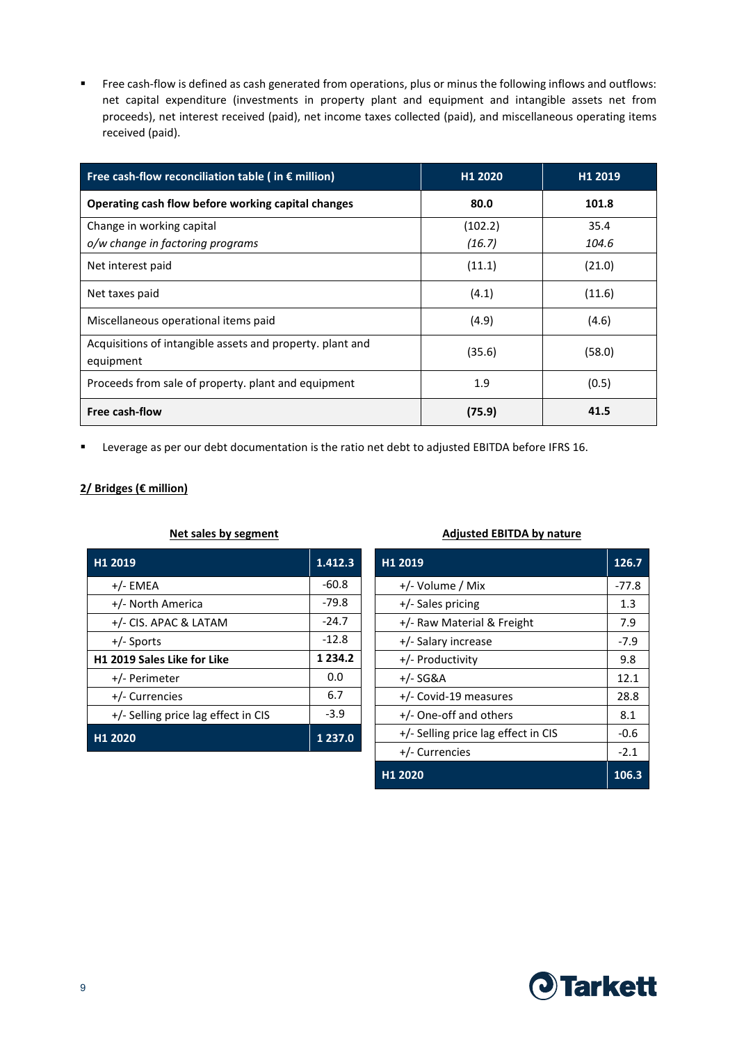- Free cash-flow is defined as cash generated from operations, plus or minus the following inflows and outflows: net capital expenditure (investments in property plant and equipment and intangible assets net from proceeds), net interest received (paid), net income taxes collected (paid), and miscellaneous operating items received (paid).

| Free cash-flow reconciliation table ( in € million) | H1 2020 | H1 2019 |
|---|---|---|
| **Operating cash flow before working capital changes** | **80.0** | **101.8** |
| Change in working capital<br>*o/w change in factoring programs* | (102.2)<br>*(16.7)* | 35.4<br>*104.6* |
| Net interest paid | (11.1) | (21.0) |
| Net taxes paid | (4.1) | (11.6) |
| Miscellaneous operational items paid | (4.9) | (4.6) |
| Acquisitions of intangible assets and property. plant and equipment | (35.6) | (58.0) |
| Proceeds from sale of property. plant and equipment | 1.9 | (0.5) |
| **Free cash-flow** | **(75.9)** | **41.5** |

- Leverage as per our debt documentation is the ratio net debt to adjusted EBITDA before IFRS 16.

## 2/ Bridges (€ million)

**Net sales by segment**

| H1 2019 | 1.412.3 |
|---|---|
| +/- EMEA | -60.8 |
| +/- North America | -79.8 |
| +/- CIS. APAC & LATAM | -24.7 |
| +/- Sports | -12.8 |
| **H1 2019 Sales Like for Like** | **1 234.2** |
| +/- Perimeter | 0.0 |
| +/- Currencies | 6.7 |
| +/- Selling price lag effect in CIS | -3.9 |
| **H1 2020** | **1 237.0** |

**Adjusted EBITDA by nature**

| H1 2019 | 126.7 |
|---|---|
| +/- Volume / Mix | -77.8 |
| +/- Sales pricing | 1.3 |
| +/- Raw Material & Freight | 7.9 |
| +/- Salary increase | -7.9 |
| +/- Productivity | 9.8 |
| +/- SG&A | 12.1 |
| +/- Covid-19 measures | 28.8 |
| +/- One-off and others | 8.1 |
| +/- Selling price lag effect in CIS | -0.6 |
| +/- Currencies | -2.1 |
| **H1 2020** | **106.3** |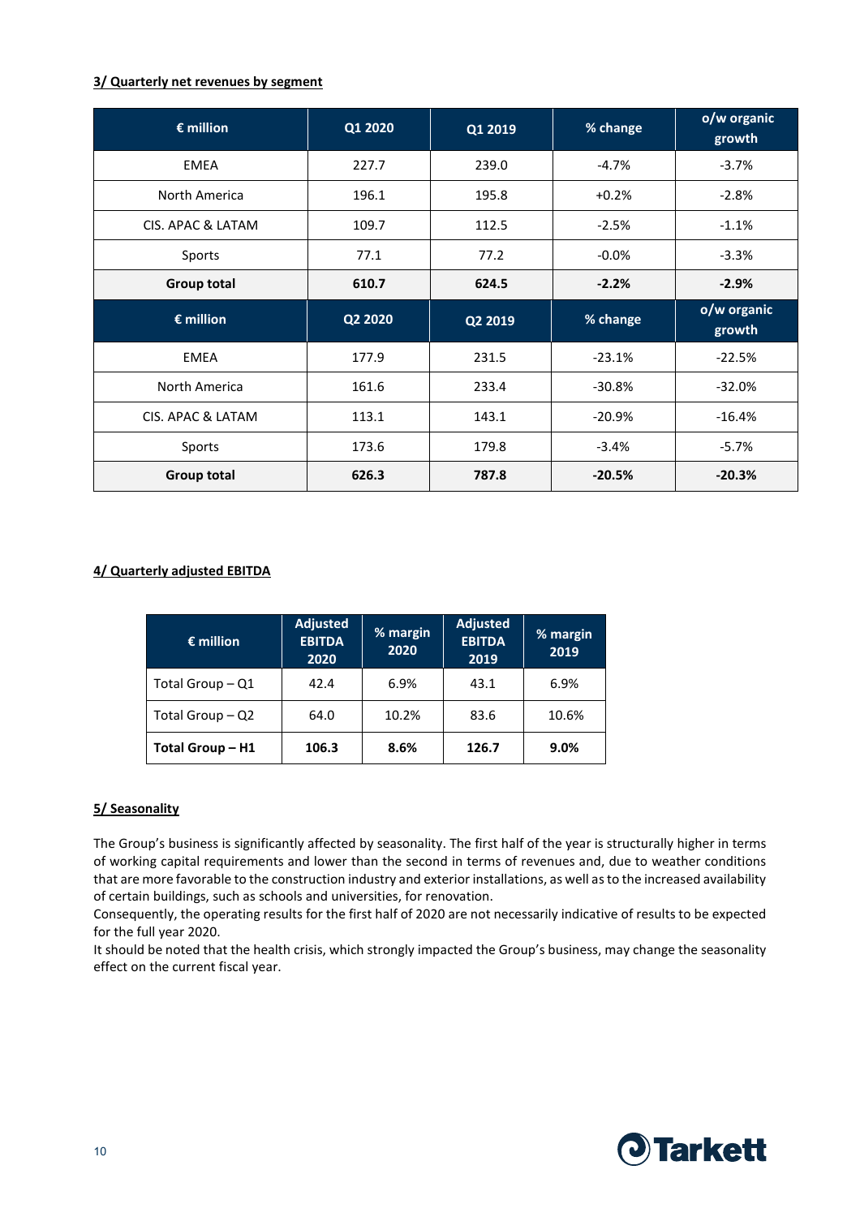**3/ Quarterly net revenues by segment**

| € million | Q1 2020 | Q1 2019 | % change | o/w organic growth |
|---|---|---|---|---|
| EMEA | 227.7 | 239.0 | -4.7% | -3.7% |
| North America | 196.1 | 195.8 | +0.2% | -2.8% |
| CIS. APAC & LATAM | 109.7 | 112.5 | -2.5% | -1.1% |
| Sports | 77.1 | 77.2 | -0.0% | -3.3% |
| **Group total** | **610.7** | **624.5** | **-2.2%** | **-2.9%** |
| **€ million** | **Q2 2020** | **Q2 2019** | **% change** | **o/w organic growth** |
| EMEA | 177.9 | 231.5 | -23.1% | -22.5% |
| North America | 161.6 | 233.4 | -30.8% | -32.0% |
| CIS. APAC & LATAM | 113.1 | 143.1 | -20.9% | -16.4% |
| Sports | 173.6 | 179.8 | -3.4% | -5.7% |
| **Group total** | **626.3** | **787.8** | **-20.5%** | **-20.3%** |

**4/ Quarterly adjusted EBITDA**

| € million | Adjusted EBITDA 2020 | % margin 2020 | Adjusted EBITDA 2019 | % margin 2019 |
|---|---|---|---|---|
| Total Group – Q1 | 42.4 | 6.9% | 43.1 | 6.9% |
| Total Group – Q2 | 64.0 | 10.2% | 83.6 | 10.6% |
| **Total Group – H1** | **106.3** | **8.6%** | **126.7** | **9.0%** |

**5/ Seasonality**

The Group's business is significantly affected by seasonality. The first half of the year is structurally higher in terms of working capital requirements and lower than the second in terms of revenues and, due to weather conditions that are more favorable to the construction industry and exterior installations, as well as to the increased availability of certain buildings, such as schools and universities, for renovation.
Consequently, the operating results for the first half of 2020 are not necessarily indicative of results to be expected for the full year 2020.
It should be noted that the health crisis, which strongly impacted the Group's business, may change the seasonality effect on the current fiscal year.